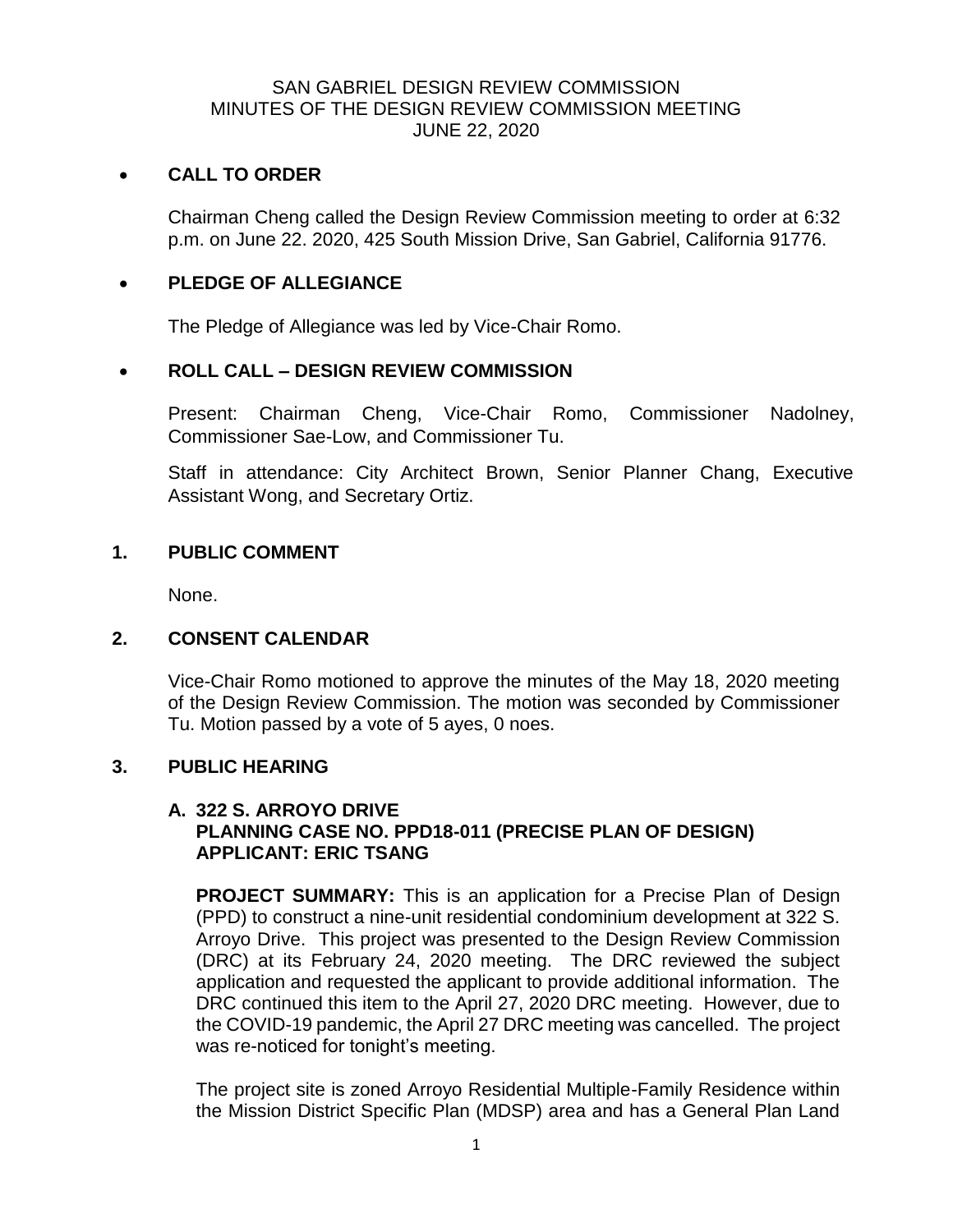SAN GABRIEL DESIGN REVIEW COMMISSION
MINUTES OF THE DESIGN REVIEW COMMISSION MEETING
JUNE 22, 2020

- **CALL TO ORDER**

Chairman Cheng called the Design Review Commission meeting to order at 6:32 p.m. on June 22. 2020, 425 South Mission Drive, San Gabriel, California 91776.

- **PLEDGE OF ALLEGIANCE**

The Pledge of Allegiance was led by Vice-Chair Romo.

- **ROLL CALL – DESIGN REVIEW COMMISSION**

Present: Chairman Cheng, Vice-Chair Romo, Commissioner Nadolney, Commissioner Sae-Low, and Commissioner Tu.

Staff in attendance: City Architect Brown, Senior Planner Chang, Executive Assistant Wong, and Secretary Ortiz.

## 1. PUBLIC COMMENT

None.

## 2. CONSENT CALENDAR

Vice-Chair Romo motioned to approve the minutes of the May 18, 2020 meeting of the Design Review Commission. The motion was seconded by Commissioner Tu. Motion passed by a vote of 5 ayes, 0 noes.

## 3. PUBLIC HEARING

### A. 322 S. ARROYO DRIVE
### PLANNING CASE NO. PPD18-011 (PRECISE PLAN OF DESIGN)
### APPLICANT: ERIC TSANG

**PROJECT SUMMARY:** This is an application for a Precise Plan of Design (PPD) to construct a nine-unit residential condominium development at 322 S. Arroyo Drive. This project was presented to the Design Review Commission (DRC) at its February 24, 2020 meeting. The DRC reviewed the subject application and requested the applicant to provide additional information. The DRC continued this item to the April 27, 2020 DRC meeting. However, due to the COVID-19 pandemic, the April 27 DRC meeting was cancelled. The project was re-noticed for tonight's meeting.

The project site is zoned Arroyo Residential Multiple-Family Residence within the Mission District Specific Plan (MDSP) area and has a General Plan Land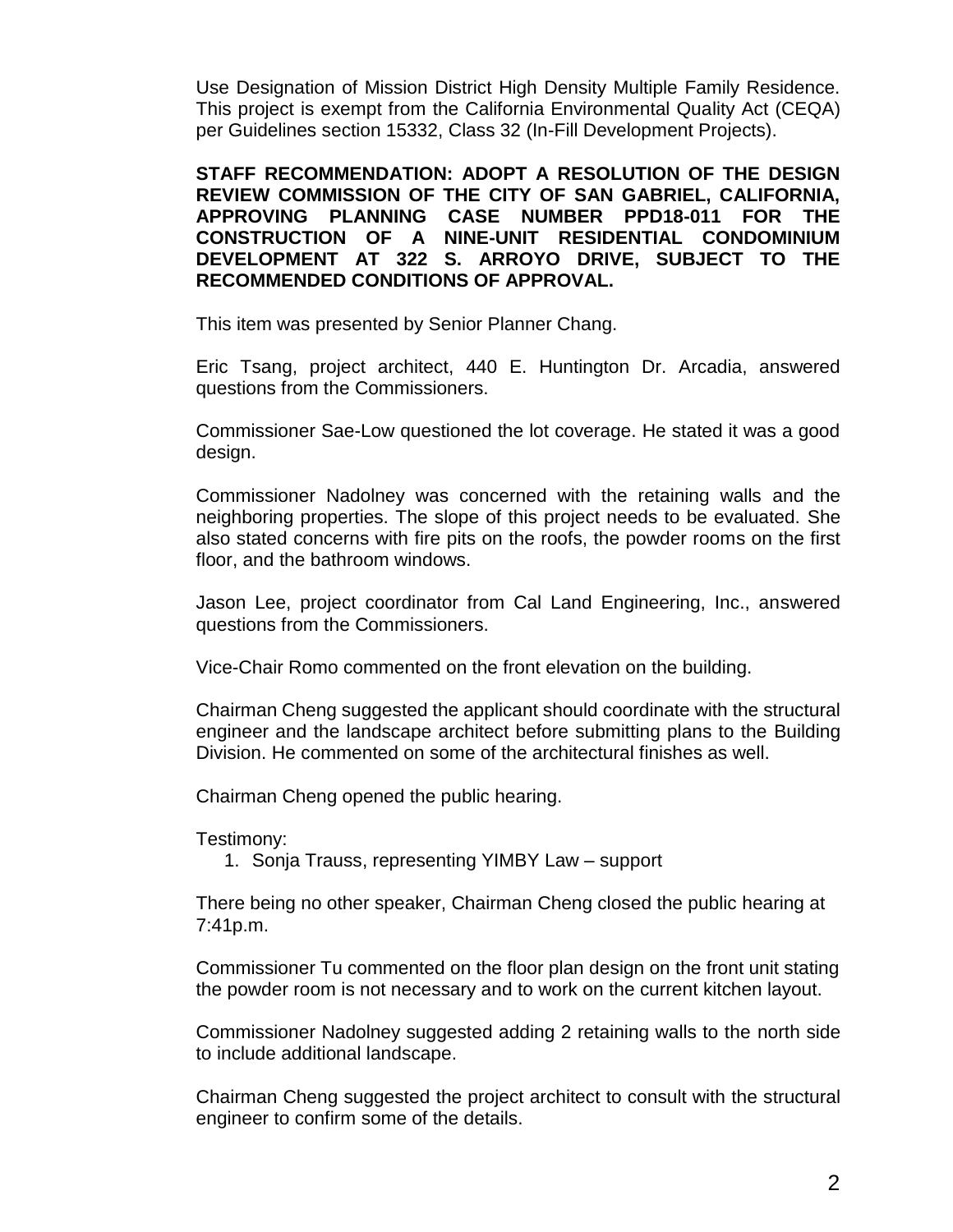Use Designation of Mission District High Density Multiple Family Residence. This project is exempt from the California Environmental Quality Act (CEQA) per Guidelines section 15332, Class 32 (In-Fill Development Projects).

**STAFF RECOMMENDATION: ADOPT A RESOLUTION OF THE DESIGN REVIEW COMMISSION OF THE CITY OF SAN GABRIEL, CALIFORNIA, APPROVING PLANNING CASE NUMBER PPD18-011 FOR THE CONSTRUCTION OF A NINE-UNIT RESIDENTIAL CONDOMINIUM DEVELOPMENT AT 322 S. ARROYO DRIVE, SUBJECT TO THE RECOMMENDED CONDITIONS OF APPROVAL.**

This item was presented by Senior Planner Chang.

Eric Tsang, project architect, 440 E. Huntington Dr. Arcadia, answered questions from the Commissioners.

Commissioner Sae-Low questioned the lot coverage. He stated it was a good design.

Commissioner Nadolney was concerned with the retaining walls and the neighboring properties. The slope of this project needs to be evaluated. She also stated concerns with fire pits on the roofs, the powder rooms on the first floor, and the bathroom windows.

Jason Lee, project coordinator from Cal Land Engineering, Inc., answered questions from the Commissioners.

Vice-Chair Romo commented on the front elevation on the building.

Chairman Cheng suggested the applicant should coordinate with the structural engineer and the landscape architect before submitting plans to the Building Division. He commented on some of the architectural finishes as well.

Chairman Cheng opened the public hearing.

Testimony:

1. Sonja Trauss, representing YIMBY Law – support

There being no other speaker, Chairman Cheng closed the public hearing at 7:41p.m.

Commissioner Tu commented on the floor plan design on the front unit stating the powder room is not necessary and to work on the current kitchen layout.

Commissioner Nadolney suggested adding 2 retaining walls to the north side to include additional landscape.

Chairman Cheng suggested the project architect to consult with the structural engineer to confirm some of the details.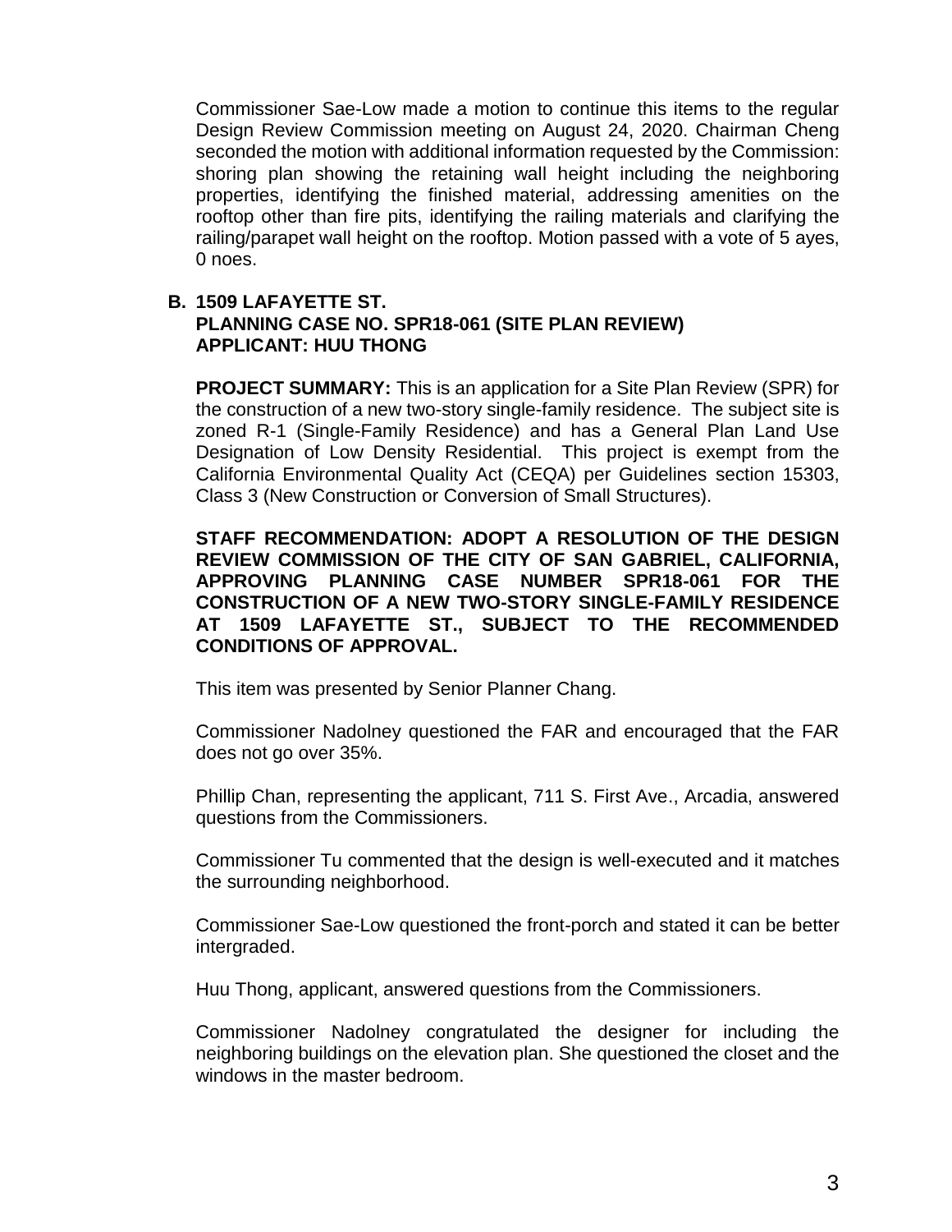Commissioner Sae-Low made a motion to continue this items to the regular Design Review Commission meeting on August 24, 2020. Chairman Cheng seconded the motion with additional information requested by the Commission: shoring plan showing the retaining wall height including the neighboring properties, identifying the finished material, addressing amenities on the rooftop other than fire pits, identifying the railing materials and clarifying the railing/parapet wall height on the rooftop. Motion passed with a vote of 5 ayes, 0 noes.

**B. 1509 LAFAYETTE ST.**
**PLANNING CASE NO. SPR18-061 (SITE PLAN REVIEW)**
**APPLICANT: HUU THONG**

**PROJECT SUMMARY:** This is an application for a Site Plan Review (SPR) for the construction of a new two-story single-family residence. The subject site is zoned R-1 (Single-Family Residence) and has a General Plan Land Use Designation of Low Density Residential. This project is exempt from the California Environmental Quality Act (CEQA) per Guidelines section 15303, Class 3 (New Construction or Conversion of Small Structures).

**STAFF RECOMMENDATION: ADOPT A RESOLUTION OF THE DESIGN REVIEW COMMISSION OF THE CITY OF SAN GABRIEL, CALIFORNIA, APPROVING PLANNING CASE NUMBER SPR18-061 FOR THE CONSTRUCTION OF A NEW TWO-STORY SINGLE-FAMILY RESIDENCE AT 1509 LAFAYETTE ST., SUBJECT TO THE RECOMMENDED CONDITIONS OF APPROVAL.**

This item was presented by Senior Planner Chang.

Commissioner Nadolney questioned the FAR and encouraged that the FAR does not go over 35%.

Phillip Chan, representing the applicant, 711 S. First Ave., Arcadia, answered questions from the Commissioners.

Commissioner Tu commented that the design is well-executed and it matches the surrounding neighborhood.

Commissioner Sae-Low questioned the front-porch and stated it can be better intergraded.

Huu Thong, applicant, answered questions from the Commissioners.

Commissioner Nadolney congratulated the designer for including the neighboring buildings on the elevation plan. She questioned the closet and the windows in the master bedroom.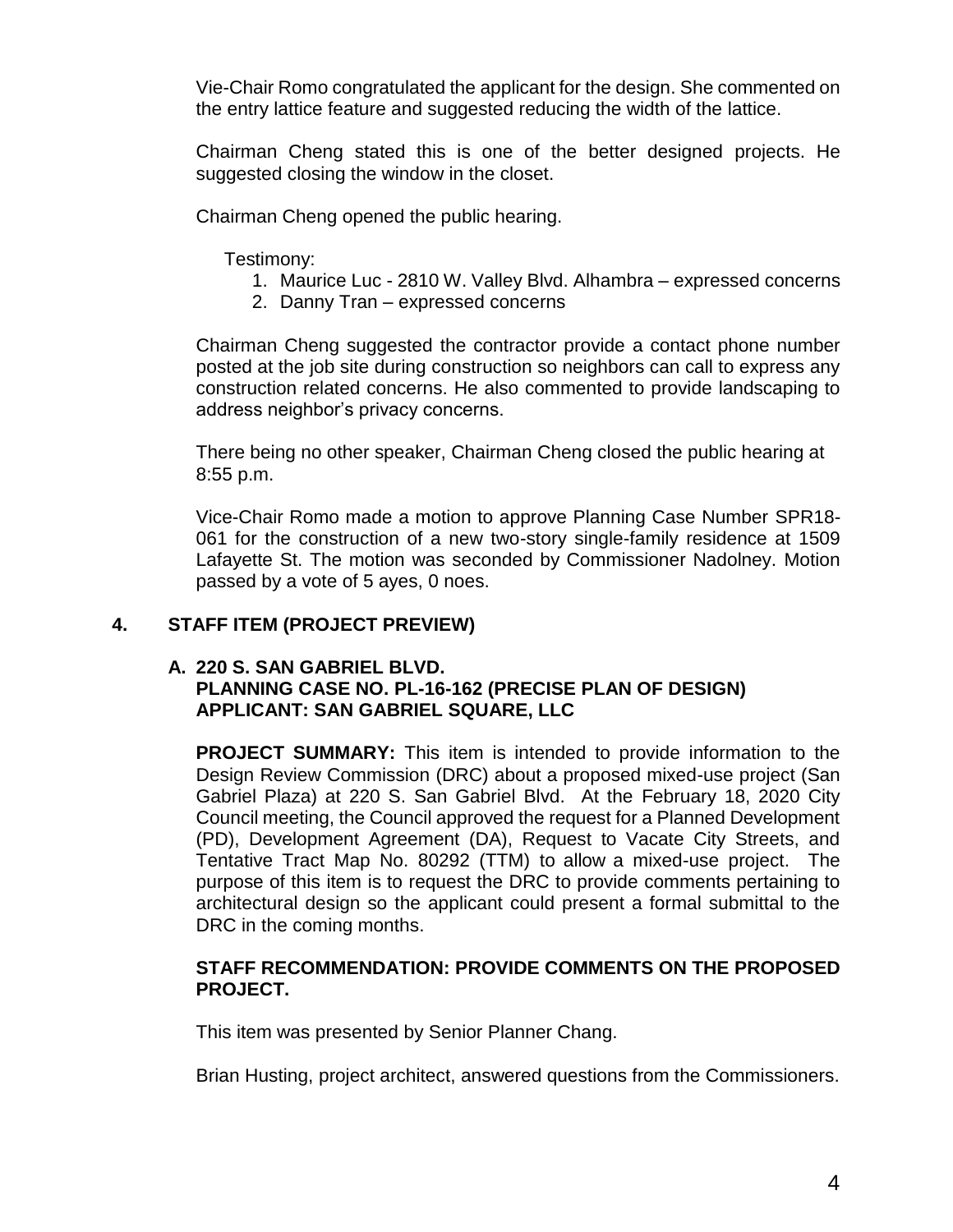Vie-Chair Romo congratulated the applicant for the design. She commented on the entry lattice feature and suggested reducing the width of the lattice.

Chairman Cheng stated this is one of the better designed projects. He suggested closing the window in the closet.

Chairman Cheng opened the public hearing.

Testimony:

1. Maurice Luc - 2810 W. Valley Blvd. Alhambra – expressed concerns
2. Danny Tran – expressed concerns

Chairman Cheng suggested the contractor provide a contact phone number posted at the job site during construction so neighbors can call to express any construction related concerns. He also commented to provide landscaping to address neighbor's privacy concerns.

There being no other speaker, Chairman Cheng closed the public hearing at 8:55 p.m.

Vice-Chair Romo made a motion to approve Planning Case Number SPR18-061 for the construction of a new two-story single-family residence at 1509 Lafayette St. The motion was seconded by Commissioner Nadolney. Motion passed by a vote of 5 ayes, 0 noes.

## 4. STAFF ITEM (PROJECT PREVIEW)

### A. 220 S. SAN GABRIEL BLVD. PLANNING CASE NO. PL-16-162 (PRECISE PLAN OF DESIGN) APPLICANT: SAN GABRIEL SQUARE, LLC

**PROJECT SUMMARY:** This item is intended to provide information to the Design Review Commission (DRC) about a proposed mixed-use project (San Gabriel Plaza) at 220 S. San Gabriel Blvd. At the February 18, 2020 City Council meeting, the Council approved the request for a Planned Development (PD), Development Agreement (DA), Request to Vacate City Streets, and Tentative Tract Map No. 80292 (TTM) to allow a mixed-use project. The purpose of this item is to request the DRC to provide comments pertaining to architectural design so the applicant could present a formal submittal to the DRC in the coming months.

**STAFF RECOMMENDATION: PROVIDE COMMENTS ON THE PROPOSED PROJECT.**

This item was presented by Senior Planner Chang.

Brian Husting, project architect, answered questions from the Commissioners.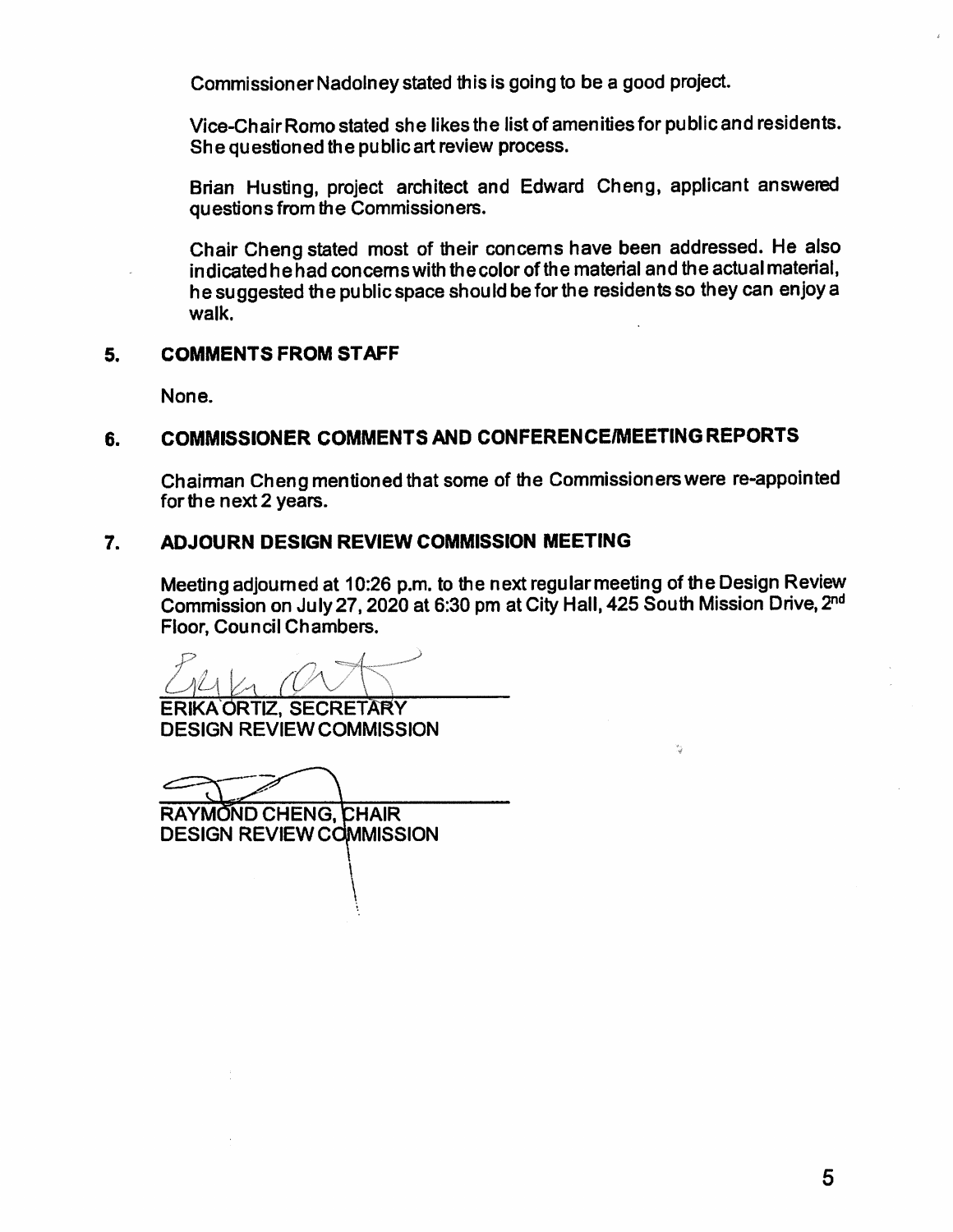Commissioner Nadolney stated this is going to be a good project.

Vice-Chair Romo stated she likes the list of amenities for public and residents. She questioned the public art review process.

Brian Husting, project architect and Edward Cheng, applicant answered questions from the Commissioners.

Chair Cheng stated most of their concerns have been addressed. He also indicated he had concerns with the color of the material and the actual material, he suggested the public space should be for the residents so they can enjoy a walk.

## 5. COMMENTS FROM STAFF

None.

## 6. COMMISSIONER COMMENTS AND CONFERENCE/MEETING REPORTS

Chairman Cheng mentioned that some of the Commissioners were re-appointed for the next 2 years.

## 7. ADJOURN DESIGN REVIEW COMMISSION MEETING

Meeting adjourned at 10:26 p.m. to the next regular meeting of the Design Review Commission on July 27, 2020 at 6:30 pm at City Hall, 425 South Mission Drive, 2nd Floor, Council Chambers.

ERIKA ORTIZ, SECRETARY
DESIGN REVIEW COMMISSION

RAYMOND CHENG, CHAIR
DESIGN REVIEW COMMISSION